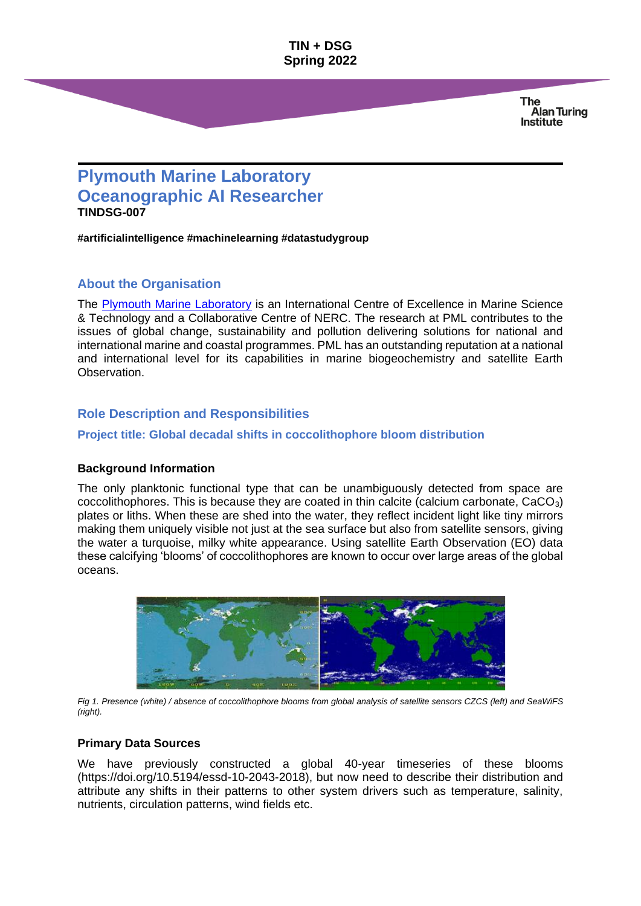**TIN + DSG**
**Spring 2022**

# Plymouth Marine Laboratory
# Oceanographic AI Researcher

**TINDSG-007**

**#artificialintelligence #machinelearning #datastudygroup**

## About the Organisation

The [Plymouth Marine Laboratory](#) is an International Centre of Excellence in Marine Science & Technology and a Collaborative Centre of NERC. The research at PML contributes to the issues of global change, sustainability and pollution delivering solutions for national and international marine and coastal programmes. PML has an outstanding reputation at a national and international level for its capabilities in marine biogeochemistry and satellite Earth Observation.

## Role Description and Responsibilities

### Project title: Global decadal shifts in coccolithophore bloom distribution

**Background Information**

The only planktonic functional type that can be unambiguously detected from space are coccolithophores. This is because they are coated in thin calcite (calcium carbonate, $CaCO_3$) plates or liths. When these are shed into the water, they reflect incident light like tiny mirrors making them uniquely visible not just at the sea surface but also from satellite sensors, giving the water a turquoise, milky white appearance. Using satellite Earth Observation (EO) data these calcifying 'blooms' of coccolithophores are known to occur over large areas of the global oceans.

*Fig 1. Presence (white) / absence of coccolithophore blooms from global analysis of satellite sensors CZCS (left) and SeaWiFS (right).*

**Primary Data Sources**

We have previously constructed a global 40-year timeseries of these blooms (https://doi.org/10.5194/essd-10-2043-2018), but now need to describe their distribution and attribute any shifts in their patterns to other system drivers such as temperature, salinity, nutrients, circulation patterns, wind fields etc.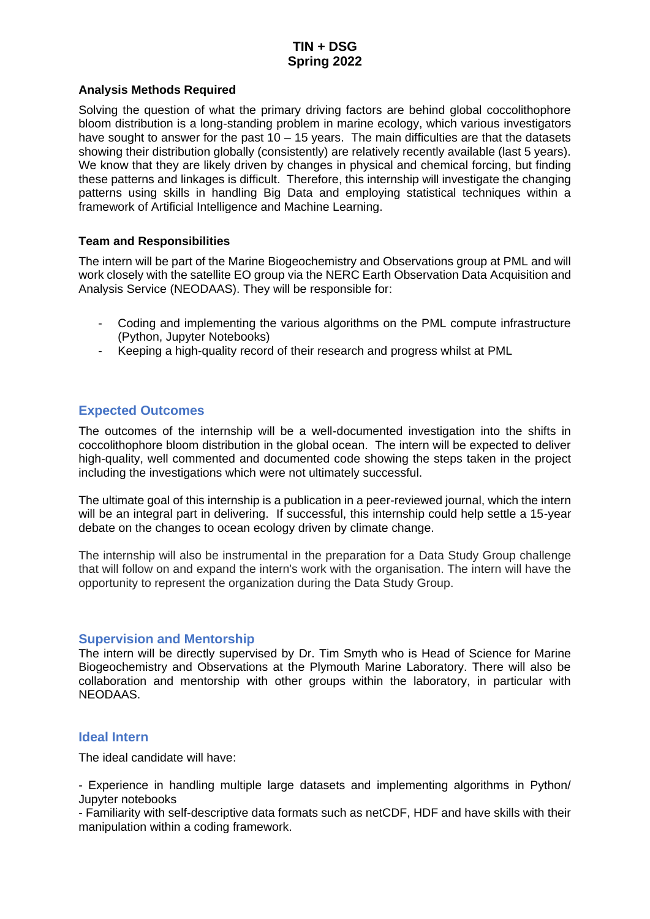**TIN + DSG**
**Spring 2022**

**Analysis Methods Required**

Solving the question of what the primary driving factors are behind global coccolithophore bloom distribution is a long-standing problem in marine ecology, which various investigators have sought to answer for the past 10 – 15 years. The main difficulties are that the datasets showing their distribution globally (consistently) are relatively recently available (last 5 years). We know that they are likely driven by changes in physical and chemical forcing, but finding these patterns and linkages is difficult. Therefore, this internship will investigate the changing patterns using skills in handling Big Data and employing statistical techniques within a framework of Artificial Intelligence and Machine Learning.

**Team and Responsibilities**

The intern will be part of the Marine Biogeochemistry and Observations group at PML and will work closely with the satellite EO group via the NERC Earth Observation Data Acquisition and Analysis Service (NEODAAS). They will be responsible for:

- Coding and implementing the various algorithms on the PML compute infrastructure (Python, Jupyter Notebooks)
- Keeping a high-quality record of their research and progress whilst at PML

## Expected Outcomes

The outcomes of the internship will be a well-documented investigation into the shifts in coccolithophore bloom distribution in the global ocean. The intern will be expected to deliver high-quality, well commented and documented code showing the steps taken in the project including the investigations which were not ultimately successful.

The ultimate goal of this internship is a publication in a peer-reviewed journal, which the intern will be an integral part in delivering. If successful, this internship could help settle a 15-year debate on the changes to ocean ecology driven by climate change.

The internship will also be instrumental in the preparation for a Data Study Group challenge that will follow on and expand the intern's work with the organisation. The intern will have the opportunity to represent the organization during the Data Study Group.

## Supervision and Mentorship

The intern will be directly supervised by Dr. Tim Smyth who is Head of Science for Marine Biogeochemistry and Observations at the Plymouth Marine Laboratory. There will also be collaboration and mentorship with other groups within the laboratory, in particular with NEODAAS.

## Ideal Intern

The ideal candidate will have:

- Experience in handling multiple large datasets and implementing algorithms in Python/ Jupyter notebooks
- Familiarity with self-descriptive data formats such as netCDF, HDF and have skills with their manipulation within a coding framework.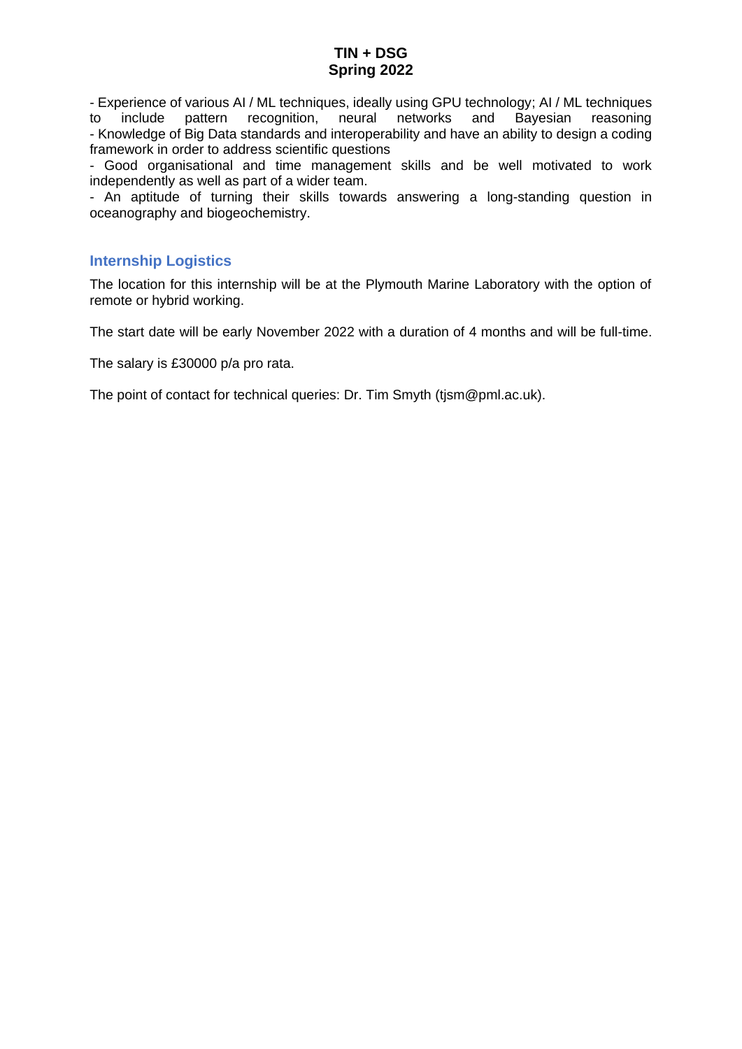- Experience of various AI / ML techniques, ideally using GPU technology; AI / ML techniques to include pattern recognition, neural networks and Bayesian reasoning
- Knowledge of Big Data standards and interoperability and have an ability to design a coding framework in order to address scientific questions
- Good organisational and time management skills and be well motivated to work independently as well as part of a wider team.
- An aptitude of turning their skills towards answering a long-standing question in oceanography and biogeochemistry.

## Internship Logistics

The location for this internship will be at the Plymouth Marine Laboratory with the option of remote or hybrid working.

The start date will be early November 2022 with a duration of 4 months and will be full-time.

The salary is £30000 p/a pro rata.

The point of contact for technical queries: Dr. Tim Smyth (tjsm@pml.ac.uk).